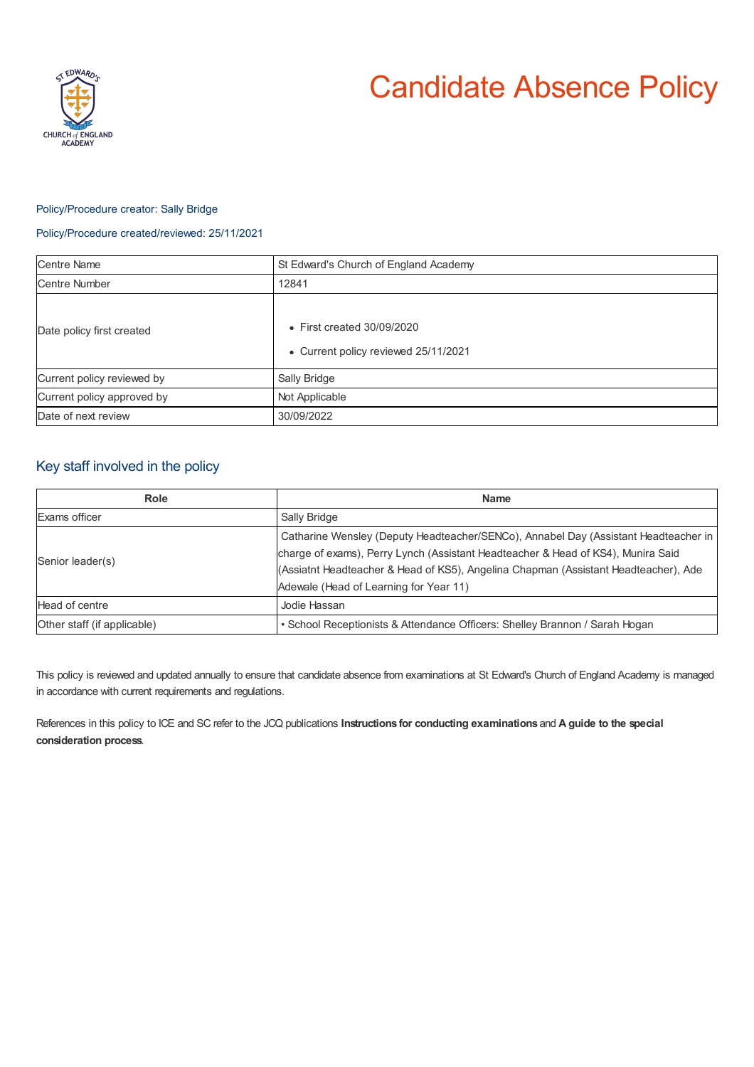# Candidate Absence Policy

Policy/Procedure creator: Sally Bridge

Policy/Procedure created/reviewed: 25/11/2021

| Centre Name | St Edward's Church of England Academy |
|---|---|
| Centre Number | 12841 |
| Date policy first created | • First created 30/09/2020<br>• Current policy reviewed 25/11/2021 |
| Current policy reviewed by | Sally Bridge |
| Current policy approved by | Not Applicable |
| Date of next review | 30/09/2022 |

## Key staff involved in the policy

| Role | Name |
|---|---|
| Exams officer | Sally Bridge |
| Senior leader(s) | Catharine Wensley (Deputy Headteacher/SENCo), Annabel Day (Assistant Headteacher in charge of exams), Perry Lynch (Assistant Headteacher & Head of KS4), Munira Said (Assiatnt Headteacher & Head of KS5), Angelina Chapman (Assistant Headteacher), Ade Adewale (Head of Learning for Year 11) |
| Head of centre | Jodie Hassan |
| Other staff (if applicable) | • School Receptionists & Attendance Officers: Shelley Brannon / Sarah Hogan |

This policy is reviewed and updated annually to ensure that candidate absence from examinations at St Edward's Church of England Academy is managed in accordance with current requirements and regulations.

References in this policy to ICE and SC refer to the JCQ publications **Instructions for conducting examinations** and **A guide to the special consideration process**.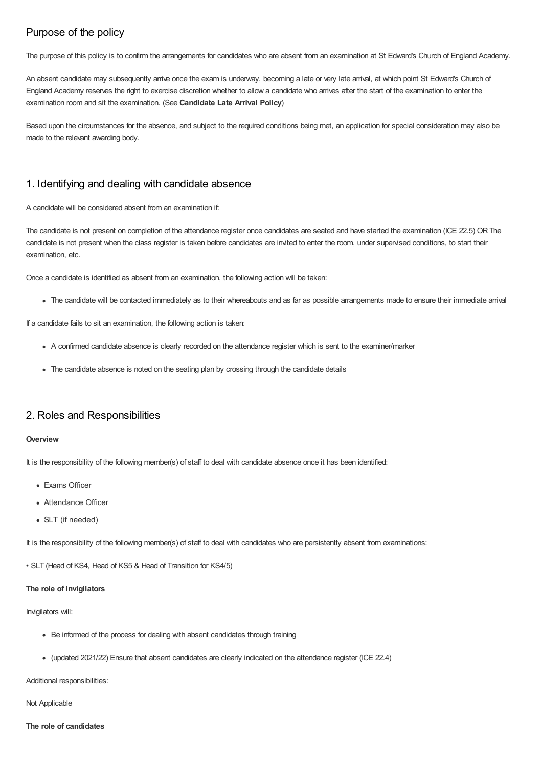## Purpose of the policy

The purpose of this policy is to confirm the arrangements for candidates who are absent from an examination at St Edward's Church of England Academy.

An absent candidate may subsequently arrive once the exam is underway, becoming a late or very late arrival, at which point St Edward's Church of England Academy reserves the right to exercise discretion whether to allow a candidate who arrives after the start of the examination to enter the examination room and sit the examination. (See **Candidate Late Arrival Policy**)

Based upon the circumstances for the absence, and subject to the required conditions being met, an application for special consideration may also be made to the relevant awarding body.

## 1. Identifying and dealing with candidate absence

A candidate will be considered absent from an examination if:

The candidate is not present on completion of the attendance register once candidates are seated and have started the examination (ICE 22.5) OR The candidate is not present when the class register is taken before candidates are invited to enter the room, under supervised conditions, to start their examination, etc.

Once a candidate is identified as absent from an examination, the following action will be taken:

- The candidate will be contacted immediately as to their whereabouts and as far as possible arrangements made to ensure their immediate arrival

If a candidate fails to sit an examination, the following action is taken:

- A confirmed candidate absence is clearly recorded on the attendance register which is sent to the examiner/marker
- The candidate absence is noted on the seating plan by crossing through the candidate details

## 2. Roles and Responsibilities

**Overview**

It is the responsibility of the following member(s) of staff to deal with candidate absence once it has been identified:

- Exams Officer
- Attendance Officer
- SLT (if needed)

It is the responsibility of the following member(s) of staff to deal with candidates who are persistently absent from examinations:

• SLT (Head of KS4, Head of KS5 & Head of Transition for KS4/5)

**The role of invigilators**

Invigilators will:

- Be informed of the process for dealing with absent candidates through training
- (updated 2021/22) Ensure that absent candidates are clearly indicated on the attendance register (ICE 22.4)

Additional responsibilities:

Not Applicable

**The role of candidates**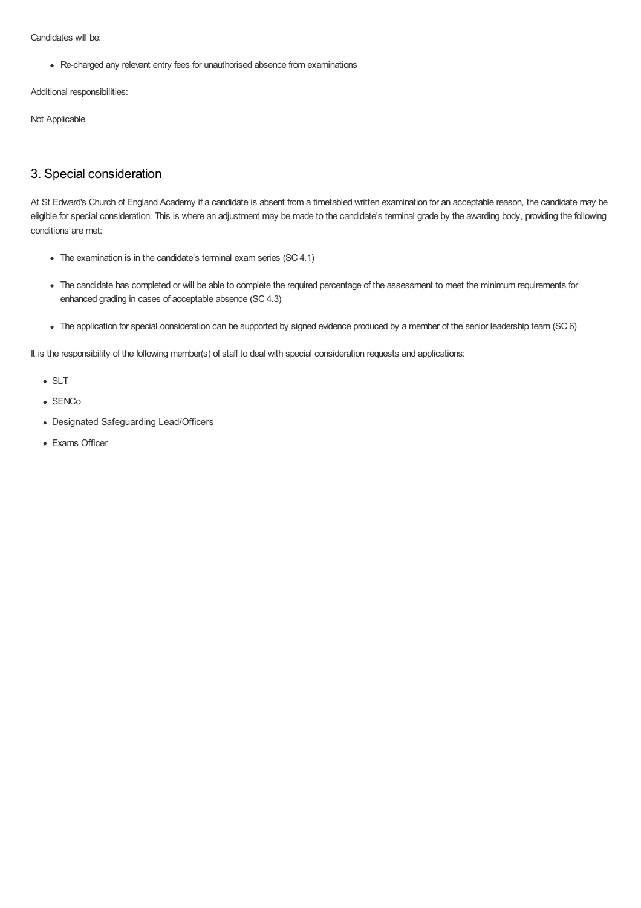Candidates will be:

- Re-charged any relevant entry fees for unauthorised absence from examinations

Additional responsibilities:

Not Applicable

## 3. Special consideration

At St Edward's Church of England Academy if a candidate is absent from a timetabled written examination for an acceptable reason, the candidate may be eligible for special consideration. This is where an adjustment may be made to the candidate's terminal grade by the awarding body, providing the following conditions are met:

- The examination is in the candidate's terminal exam series (SC 4.1)
- The candidate has completed or will be able to complete the required percentage of the assessment to meet the minimum requirements for enhanced grading in cases of acceptable absence (SC 4.3)
- The application for special consideration can be supported by signed evidence produced by a member of the senior leadership team (SC 6)

It is the responsibility of the following member(s) of staff to deal with special consideration requests and applications:

- SLT
- SENCo
- Designated Safeguarding Lead/Officers
- Exams Officer